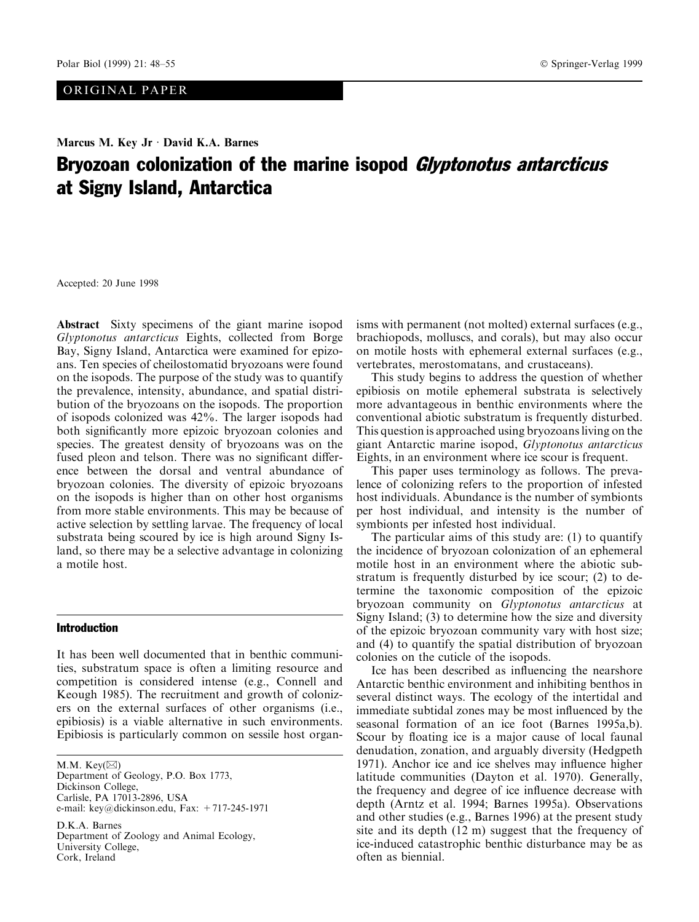ORIGINAL PAPER

**Marcus M. Key Jr · David K.A. Barnes**

# Bryozoan colonization of the marine isopod *Glyptonotus antarcticus* at Signy Island, Antarctica

Accepted: 20 June 1998

**Abstract** Sixty specimens of the giant marine isopod *Glyptonotus antarcticus* Eights, collected from Borge Bay, Signy Island, Antarctica were examined for epizoans. Ten species of cheilostomatid bryozoans were found on the isopods. The purpose of the study was to quantify the prevalence, intensity, abundance, and spatial distribution of the bryozoans on the isopods. The proportion of isopods colonized was 42%. The larger isopods had both significantly more epizoic bryozoan colonies and species. The greatest density of bryozoans was on the fused pleon and telson. There was no significant difference between the dorsal and ventral abundance of bryozoan colonies. The diversity of epizoic bryozoans on the isopods is higher than on other host organisms from more stable environments. This may be because of active selection by settling larvae. The frequency of local substrata being scoured by ice is high around Signy Island, so there may be a selective advantage in colonizing a motile host.

## Introduction

It has been well documented that in benthic communities, substratum space is often a limiting resource and competition is considered intense (e.g., Connell and Keough 1985). The recruitment and growth of colonizers on the external surfaces of other organisms (i.e., epibiosis) is a viable alternative in such environments. Epibiosis is particularly common on sessile host organisms with permanent (not molted) external surfaces (e.g., brachiopods, molluscs, and corals), but may also occur on motile hosts with ephemeral external surfaces (e.g., vertebrates, merostomatans, and crustaceans).

This study begins to address the question of whether epibiosis on motile ephemeral substrata is selectively more advantageous in benthic environments where the conventional abiotic substratum is frequently disturbed. This question is approached using bryozoans living on the giant Antarctic marine isopod, *Glyptonotus antarcticus* Eights, in an environment where ice scour is frequent.

This paper uses terminology as follows. The prevalence of colonizing refers to the proportion of infested host individuals. Abundance is the number of symbionts per host individual, and intensity is the number of symbionts per infested host individual.

The particular aims of this study are: (1) to quantify the incidence of bryozoan colonization of an ephemeral motile host in an environment where the abiotic substratum is frequently disturbed by ice scour; (2) to determine the taxonomic composition of the epizoic bryozoan community on *Glyptonotus antarcticus* at Signy Island; (3) to determine how the size and diversity of the epizoic bryozoan community vary with host size; and (4) to quantify the spatial distribution of bryozoan colonies on the cuticle of the isopods.

Ice has been described as influencing the nearshore Antarctic benthic environment and inhibiting benthos in several distinct ways. The ecology of the intertidal and immediate subtidal zones may be most influenced by the seasonal formation of an ice foot (Barnes 1995a,b). Scour by floating ice is a major cause of local faunal denudation, zonation, and arguably diversity (Hedgpeth 1971). Anchor ice and ice shelves may influence higher latitude communities (Dayton et al. 1970). Generally, the frequency and degree of ice influence decrease with depth (Arntz et al. 1994; Barnes 1995a). Observations and other studies (e.g., Barnes 1996) at the present study site and its depth (12 m) suggest that the frequency of ice-induced catastrophic benthic disturbance may be as often as biennial.

M.M. Key (✉)
Department of Geology, P.O. Box 1773,
Dickinson College,
Carlisle, PA 17013-2896, USA
e-mail: key@dickinson.edu, Fax: +717-245-1971

D.K.A. Barnes
Department of Zoology and Animal Ecology,
University College,
Cork, Ireland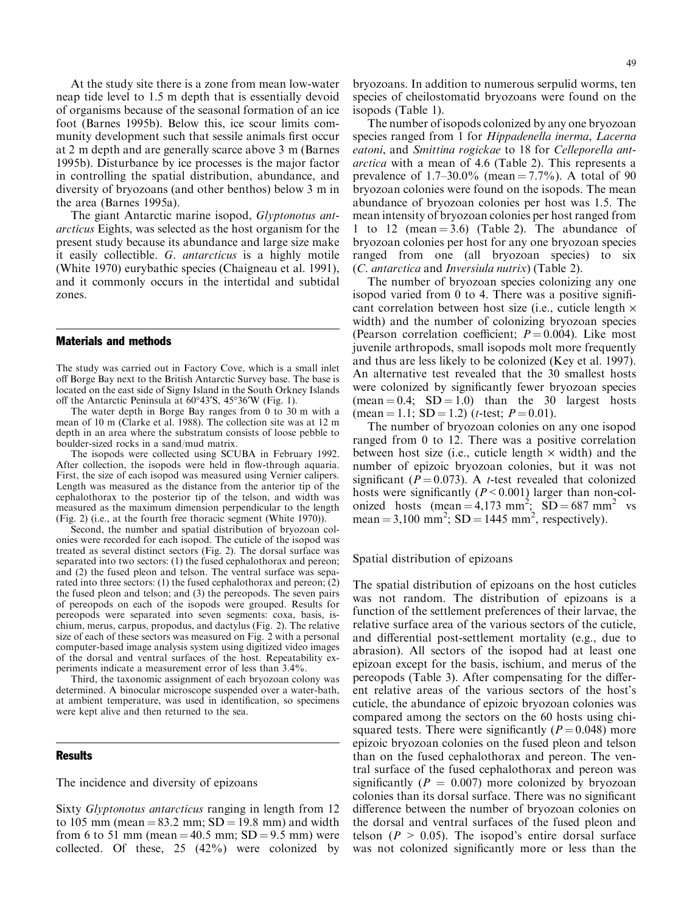At the study site there is a zone from mean low-water neap tide level to 1.5 m depth that is essentially devoid of organisms because of the seasonal formation of an ice foot (Barnes 1995b). Below this, ice scour limits community development such that sessile animals first occur at 2 m depth and are generally scarce above 3 m (Barnes 1995b). Disturbance by ice processes is the major factor in controlling the spatial distribution, abundance, and diversity of bryozoans (and other benthos) below 3 m in the area (Barnes 1995a).

The giant Antarctic marine isopod, *Glyptonotus antarcticus* Eights, was selected as the host organism for the present study because its abundance and large size make it easily collectible. *G. antarcticus* is a highly motile (White 1970) eurybathic species (Chaigneau et al. 1991), and it commonly occurs in the intertidal and subtidal zones.

## Materials and methods

The study was carried out in Factory Cove, which is a small inlet off Borge Bay next to the British Antarctic Survey base. The base is located on the east side of Signy Island in the South Orkney Islands off the Antarctic Peninsula at 60°43′S, 45°36′W (Fig. 1).

The water depth in Borge Bay ranges from 0 to 30 m with a mean of 10 m (Clarke et al. 1988). The collection site was at 12 m depth in an area where the substratum consists of loose pebble to boulder-sized rocks in a sand/mud matrix.

The isopods were collected using SCUBA in February 1992. After collection, the isopods were held in flow-through aquaria. First, the size of each isopod was measured using Vernier calipers. Length was measured as the distance from the anterior tip of the cephalothorax to the posterior tip of the telson, and width was measured as the maximum dimension perpendicular to the length (Fig. 2) (i.e., at the fourth free thoracic segment (White 1970)).

Second, the number and spatial distribution of bryozoan colonies were recorded for each isopod. The cuticle of the isopod was treated as several distinct sectors (Fig. 2). The dorsal surface was separated into two sectors: (1) the fused cephalothorax and pereon; and (2) the fused pleon and telson. The ventral surface was separated into three sectors: (1) the fused cephalothorax and pereon; (2) the fused pleon and telson; and (3) the pereopods. The seven pairs of pereopods on each of the isopods were grouped. Results for pereopods were separated into seven segments: coxa, basis, ischium, merus, carpus, propodus, and dactylus (Fig. 2). The relative size of each of these sectors was measured on Fig. 2 with a personal computer-based image analysis system using digitized video images of the dorsal and ventral surfaces of the host. Repeatability experiments indicate a measurement error of less than 3.4%.

Third, the taxonomic assignment of each bryozoan colony was determined. A binocular microscope suspended over a water-bath, at ambient temperature, was used in identification, so specimens were kept alive and then returned to the sea.

## Results

### The incidence and diversity of epizoans

Sixty *Glyptonotus antarcticus* ranging in length from 12 to 105 mm (mean = 83.2 mm; SD = 19.8 mm) and width from 6 to 51 mm (mean = 40.5 mm; SD = 9.5 mm) were collected. Of these, 25 (42%) were colonized by bryozoans. In addition to numerous serpulid worms, ten species of cheilostomatid bryozoans were found on the isopods (Table 1).

The number of isopods colonized by any one bryozoan species ranged from 1 for *Hippadenella inerma*, *Lacerna eatoni*, and *Smittina rogickae* to 18 for *Celleporella antarctica* with a mean of 4.6 (Table 2). This represents a prevalence of 1.7–30.0% (mean = 7.7%). A total of 90 bryozoan colonies were found on the isopods. The mean abundance of bryozoan colonies per host was 1.5. The mean intensity of bryozoan colonies per host ranged from 1 to 12 (mean = 3.6) (Table 2). The abundance of bryozoan colonies per host for any one bryozoan species ranged from one (all bryozoan species) to six (*C. antarctica* and *Inversiula nutrix*) (Table 2).

The number of bryozoan species colonizing any one isopod varied from 0 to 4. There was a positive significant correlation between host size (i.e., cuticle length × width) and the number of colonizing bryozoan species (Pearson correlation coefficient; $P = 0.004$). Like most juvenile arthropods, small isopods molt more frequently and thus are less likely to be colonized (Key et al. 1997). An alternative test revealed that the 30 smallest hosts were colonized by significantly fewer bryozoan species (mean = 0.4; SD = 1.0) than the 30 largest hosts (mean = 1.1; SD = 1.2) (*t*-test; $P = 0.01$).

The number of bryozoan colonies on any one isopod ranged from 0 to 12. There was a positive correlation between host size (i.e., cuticle length × width) and the number of epizoic bryozoan colonies, but it was not significant ($P = 0.073$). A *t*-test revealed that colonized hosts were significantly ($P < 0.001$) larger than non-colonized hosts (mean = 4,173 $mm^2$; SD = 687 $mm^2$ vs mean = 3,100 $mm^2$; SD = 1445 $mm^2$, respectively).

### Spatial distribution of epizoans

The spatial distribution of epizoans on the host cuticles was not random. The distribution of epizoans is a function of the settlement preferences of their larvae, the relative surface area of the various sectors of the cuticle, and differential post-settlement mortality (e.g., due to abrasion). All sectors of the isopod had at least one epizoan except for the basis, ischium, and merus of the pereopods (Table 3). After compensating for the different relative areas of the various sectors of the host's cuticle, the abundance of epizoic bryozoan colonies was compared among the sectors on the 60 hosts using chi-squared tests. There were significantly ($P = 0.048$) more epizoic bryozoan colonies on the fused pleon and telson than on the fused cephalothorax and pereon. The ventral surface of the fused cephalothorax and pereon was significantly ($P = 0.007$) more colonized by bryozoan colonies than its dorsal surface. There was no significant difference between the number of bryozoan colonies on the dorsal and ventral surfaces of the fused pleon and telson ($P > 0.05$). The isopod's entire dorsal surface was not colonized significantly more or less than the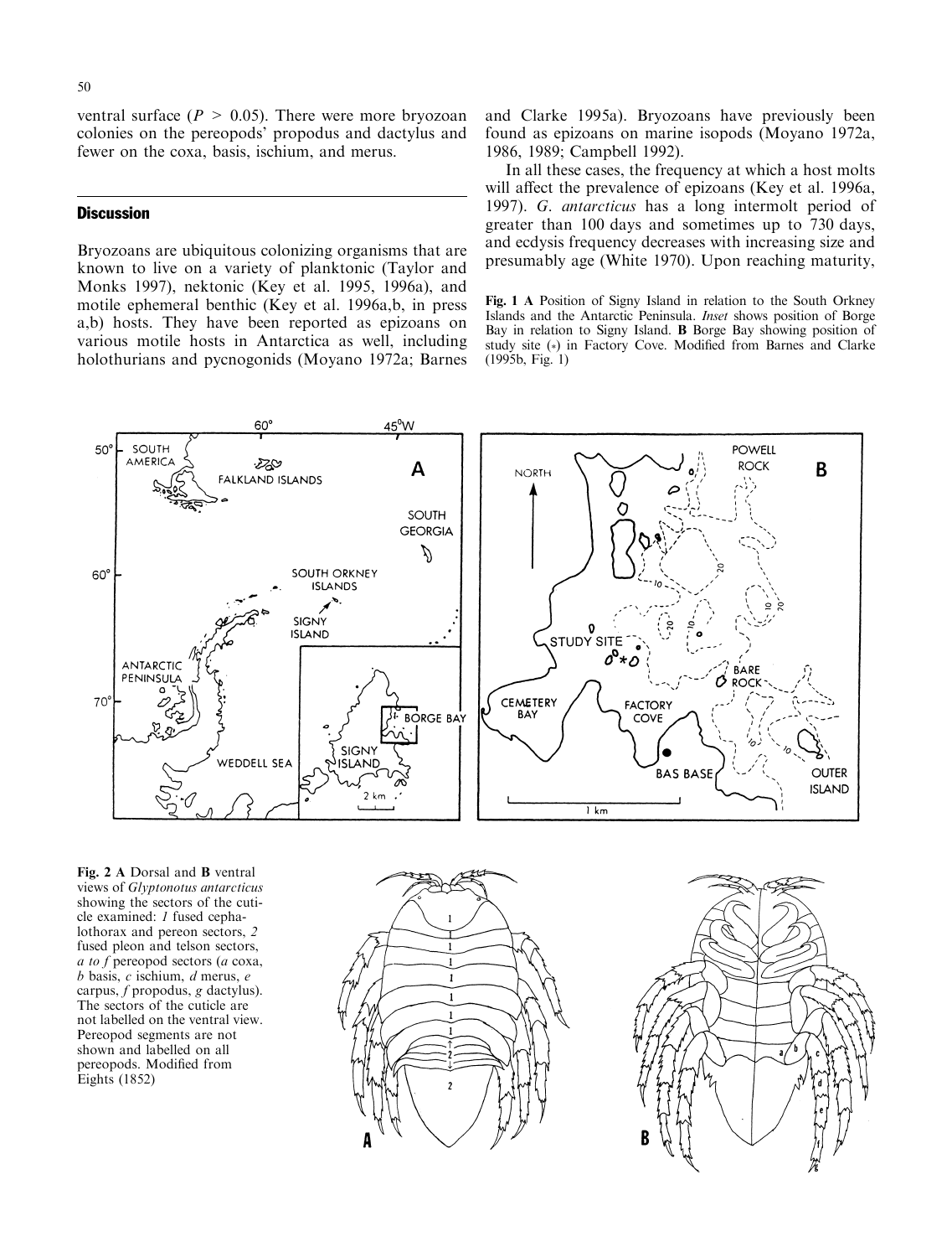ventral surface ($P > 0.05$). There were more bryozoan colonies on the pereopods' propodus and dactylus and fewer on the coxa, basis, ischium, and merus.

## Discussion

Bryozoans are ubiquitous colonizing organisms that are known to live on a variety of planktonic (Taylor and Monks 1997), nektonic (Key et al. 1995, 1996a), and motile ephemeral benthic (Key et al. 1996a,b, in press a,b) hosts. They have been reported as epizoans on various motile hosts in Antarctica as well, including holothurians and pycnogonids (Moyano 1972a; Barnes and Clarke 1995a). Bryozoans have previously been found as epizoans on marine isopods (Moyano 1972a, 1986, 1989; Campbell 1992).

In all these cases, the frequency at which a host molts will affect the prevalence of epizoans (Key et al. 1996a, 1997). *G. antarcticus* has a long intermolt period of greater than 100 days and sometimes up to 730 days, and ecdysis frequency decreases with increasing size and presumably age (White 1970). Upon reaching maturity,

**Fig. 1 A** Position of Signy Island in relation to the South Orkney Islands and the Antarctic Peninsula. *Inset* shows position of Borge Bay in relation to Signy Island. **B** Borge Bay showing position of study site (*) in Factory Cove. Modified from Barnes and Clarke (1995b, Fig. 1)

**Fig. 2 A** Dorsal and **B** ventral views of *Glyptonotus antarcticus* showing the sectors of the cuticle examined: *1* fused cephalothorax and pereon sectors, *2* fused pleon and telson sectors, *a to f* pereopod sectors (*a* coxa, *b* basis, *c* ischium, *d* merus, *e* carpus, *f* propodus, *g* dactylus). The sectors of the cuticle are not labelled on the ventral view. Pereopod segments are not shown and labelled on all pereopods. Modified from Eights (1852)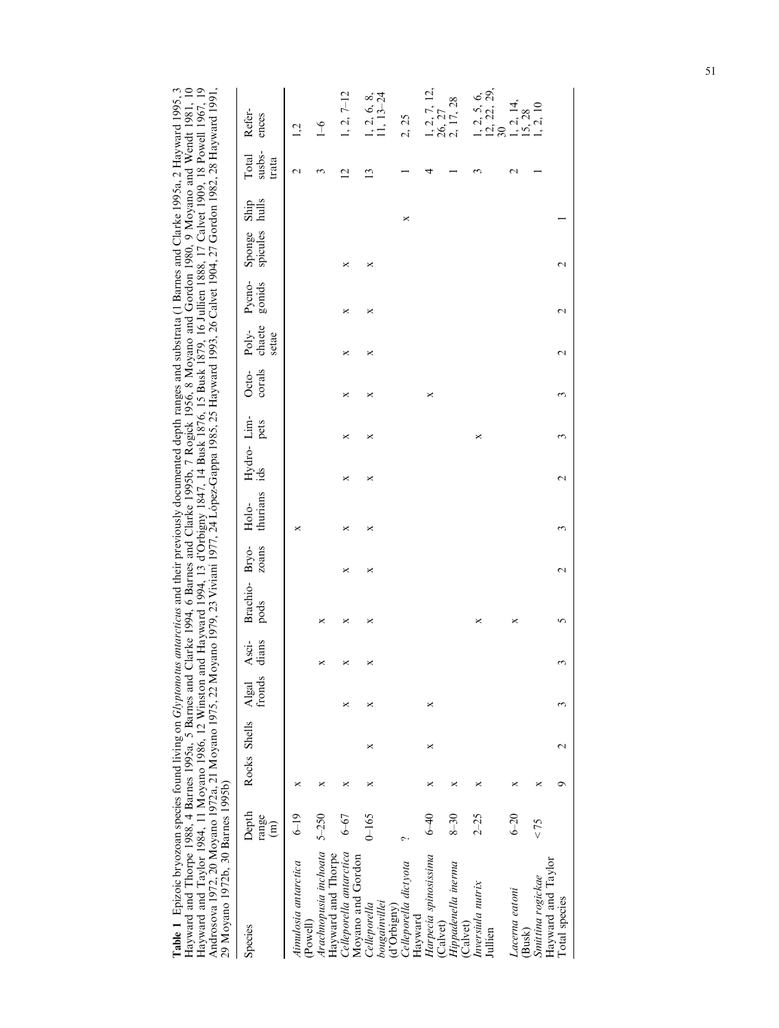**Table 1** Epizoic bryozoan species found living on *Glyptonotus antarcticus* and their previously documented depth ranges and substrata (1 Barnes and Clarke 1995a, 2 Hayward 1995, 3 Hayward and Thorpe 1988, 4 Barnes 1995a, 5 Barnes and Clarke 1994, 6 Barnes and Clarke 1995b, 7 Rogick 1956, 8 Moyano and Gordon 1980, 9 Moyano and Wendt 1981, 10 Hayward and Taylor 1984, 11 Moyano 1986, 12 Winston and Hayward 1994, 13 d'Orbigny 1847, 14 Busk 1876, 15 Busk 1879, 16 Jullien 1888, 17 Calvet 1909, 18 Powell 1967, 19 Androsova 1972, 20 Moyano 1972a, 21 Moyano 1975, 22 Moyano 1979, 23 Viviani 1977, 24 López-Gappa 1985, 25 Hayward 1993, 26 Calvet 1904, 27 Gordon 1982, 28 Hayward 1991, 29 Moyano 1972b, 30 Barnes 1995b)

| Species | Depth range (m) | Rocks | Shells | Algal fronds | Ascidians | Brachiopods | Bryozoans | Holothurians | Hydroids | Limpets | Octocorals | Polychaete setae | Pycnogonids | Sponge spicules | Ship hulls | Total substrata | References |
|---|---|---|---|---|---|---|---|---|---|---|---|---|---|---|---|---|---|
| *Aimulosia antarctica* (Powell) | 6–19 | × | | | | | | × | | | | | | | | 2 | 1,2 |
| *Arachnopusia inchoata* Hayward and Thorpe | 5–250 | × | | | × | × | | | | | | | | | | 3 | 1–6 |
| *Celleporella antarctica* Moyano and Gordon | 6–67 | × | | × | × | × | × | × | × | × | × | × | × | × | | 12 | 1, 2, 7–12 |
| *Celleporella bougainvillei* (d'Orbigny) | 0–165 | × | × | × | × | × | × | × | × | × | × | × | × | × | | 13 | 1, 2, 6, 8, 11, 13–24 |
| *Celleporella dictyota* Hayward | ? | | | | | | | | | | | | | | × | 1 | 2, 25 |
| *Harpecia spinosissima* (Calvet) | 6–40 | × | × | × | | | | | | | × | | | | | 4 | 1, 2, 7, 12, 26, 27 |
| *Hippadenella inerma* (Calvet) | 8–30 | × | | | | | | | | | | | | | | 1 | 2, 17, 28 |
| *Inversiula nutrix* Jullien | 2–25 | × | | | | × | | | | × | | | | | | 3 | 1, 2, 5, 6, 12, 22, 29, 30 |
| *Lacerna eatoni* (Busk) | 6–20 | × | | | | × | | | | | | | | | | 2 | 1, 2, 14, 15, 28 |
| *Smittina rogickae* Hayward and Taylor | <75 | × | | | | | | | | | | | | | | 1 | 1, 2, 10 |
| Total species | | 9 | 2 | 3 | 3 | 5 | 2 | 3 | 2 | 3 | 3 | 2 | 2 | 2 | 1 | | |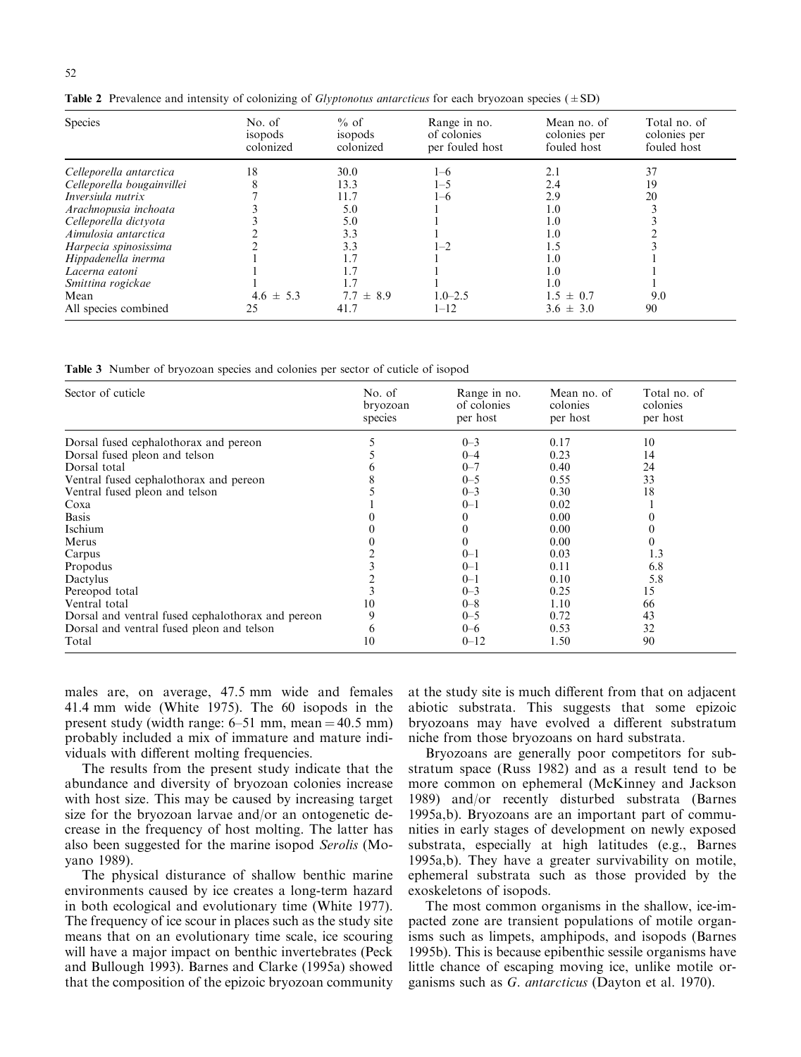**Table 2** Prevalence and intensity of colonizing of *Glyptonotus antarcticus* for each bryozoan species (±SD)

| Species | No. of isopods colonized | % of isopods colonized | Range in no. of colonies per fouled host | Mean no. of colonies per fouled host | Total no. of colonies per fouled host |
|---|---|---|---|---|---|
| *Celleporella antarctica* | 18 | 30.0 | 1–6 | 2.1 | 37 |
| *Celleporella bougainvillei* | 8 | 13.3 | 1–5 | 2.4 | 19 |
| *Inversiula nutrix* | 7 | 11.7 | 1–6 | 2.9 | 20 |
| *Arachnopusia inchoata* | 3 | 5.0 | 1 | 1.0 | 3 |
| *Celleporella dictyota* | 3 | 5.0 | 1 | 1.0 | 3 |
| *Aimulosia antarctica* | 2 | 3.3 | 1 | 1.0 | 2 |
| *Harpecia spinosissima* | 2 | 3.3 | 1–2 | 1.5 | 3 |
| *Hippadenella inerma* | 1 | 1.7 | 1 | 1.0 | 1 |
| *Lacerna eatoni* | 1 | 1.7 | 1 | 1.0 | 1 |
| *Smittina rogickae* | 1 | 1.7 | 1 | 1.0 | 1 |
| Mean | 4.6 ± 5.3 | 7.7 ± 8.9 | 1.0–2.5 | 1.5 ± 0.7 | 9.0 |
| All species combined | 25 | 41.7 | 1–12 | 3.6 ± 3.0 | 90 |

**Table 3** Number of bryozoan species and colonies per sector of cuticle of isopod

| Sector of cuticle | No. of bryozoan species | Range in no. of colonies per host | Mean no. of colonies per host | Total no. of colonies per host |
|---|---|---|---|---|
| Dorsal fused cephalothorax and pereon | 5 | 0–3 | 0.17 | 10 |
| Dorsal fused pleon and telson | 5 | 0–4 | 0.23 | 14 |
| Dorsal total | 6 | 0–7 | 0.40 | 24 |
| Ventral fused cephalothorax and pereon | 8 | 0–5 | 0.55 | 33 |
| Ventral fused pleon and telson | 5 | 0–3 | 0.30 | 18 |
| Coxa | 1 | 0–1 | 0.02 | 1 |
| Basis | 0 | 0 | 0.00 | 0 |
| Ischium | 0 | 0 | 0.00 | 0 |
| Merus | 0 | 0 | 0.00 | 0 |
| Carpus | 2 | 0–1 | 0.03 | 1.3 |
| Propodus | 3 | 0–1 | 0.11 | 6.8 |
| Dactylus | 2 | 0–1 | 0.10 | 5.8 |
| Pereopod total | 3 | 0–3 | 0.25 | 15 |
| Ventral total | 10 | 0–8 | 1.10 | 66 |
| Dorsal and ventral fused cephalothorax and pereon | 9 | 0–5 | 0.72 | 43 |
| Dorsal and ventral fused pleon and telson | 6 | 0–6 | 0.53 | 32 |
| Total | 10 | 0–12 | 1.50 | 90 |

males are, on average, 47.5 mm wide and females 41.4 mm wide (White 1975). The 60 isopods in the present study (width range: 6–51 mm, mean = 40.5 mm) probably included a mix of immature and mature individuals with different molting frequencies.

The results from the present study indicate that the abundance and diversity of bryozoan colonies increase with host size. This may be caused by increasing target size for the bryozoan larvae and/or an ontogenetic decrease in the frequency of host molting. The latter has also been suggested for the marine isopod *Serolis* (Moyano 1989).

The physical disturance of shallow benthic marine environments caused by ice creates a long-term hazard in both ecological and evolutionary time (White 1977). The frequency of ice scour in places such as the study site means that on an evolutionary time scale, ice scouring will have a major impact on benthic invertebrates (Peck and Bullough 1993). Barnes and Clarke (1995a) showed that the composition of the epizoic bryozoan community at the study site is much different from that on adjacent abiotic substrata. This suggests that some epizoic bryozoans may have evolved a different substratum niche from those bryozoans on hard substrata.

Bryozoans are generally poor competitors for substratum space (Russ 1982) and as a result tend to be more common on ephemeral (McKinney and Jackson 1989) and/or recently disturbed substrata (Barnes 1995a,b). Bryozoans are an important part of communities in early stages of development on newly exposed substrata, especially at high latitudes (e.g., Barnes 1995a,b). They have a greater survivability on motile, ephemeral substrata such as those provided by the exoskeletons of isopods.

The most common organisms in the shallow, ice-impacted zone are transient populations of motile organisms such as limpets, amphipods, and isopods (Barnes 1995b). This is because epibenthic sessile organisms have little chance of escaping moving ice, unlike motile organisms such as *G. antarcticus* (Dayton et al. 1970).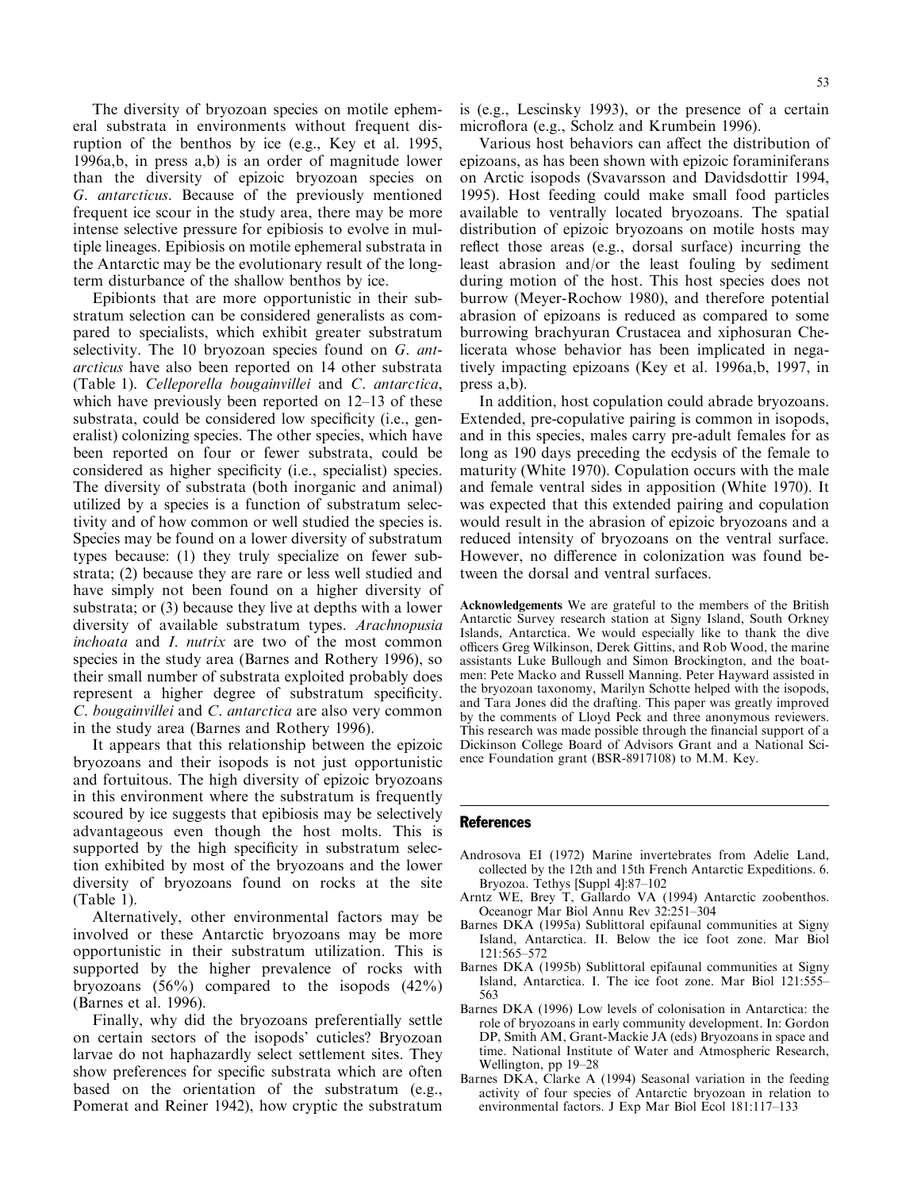The diversity of bryozoan species on motile ephemeral substrata in environments without frequent disruption of the benthos by ice (e.g., Key et al. 1995, 1996a,b, in press a,b) is an order of magnitude lower than the diversity of epizoic bryozoan species on *G. antarcticus*. Because of the previously mentioned frequent ice scour in the study area, there may be more intense selective pressure for epibiosis to evolve in multiple lineages. Epibiosis on motile ephemeral substrata in the Antarctic may be the evolutionary result of the long-term disturbance of the shallow benthos by ice.

Epibionts that are more opportunistic in their substratum selection can be considered generalists as compared to specialists, which exhibit greater substratum selectivity. The 10 bryozoan species found on *G. antarcticus* have also been reported on 14 other substrata (Table 1). *Celleporella bougainvillei* and *C. antarctica*, which have previously been reported on 12–13 of these substrata, could be considered low specificity (i.e., generalist) colonizing species. The other species, which have been reported on four or fewer substrata, could be considered as higher specificity (i.e., specialist) species. The diversity of substrata (both inorganic and animal) utilized by a species is a function of substratum selectivity and of how common or well studied the species is. Species may be found on a lower diversity of substratum types because: (1) they truly specialize on fewer substrata; (2) because they are rare or less well studied and have simply not been found on a higher diversity of substrata; or (3) because they live at depths with a lower diversity of available substratum types. *Arachnopusia inchoata* and *I. nutrix* are two of the most common species in the study area (Barnes and Rothery 1996), so their small number of substrata exploited probably does represent a higher degree of substratum specificity. *C. bougainvillei* and *C. antarctica* are also very common in the study area (Barnes and Rothery 1996).

It appears that this relationship between the epizoic bryozoans and their isopods is not just opportunistic and fortuitous. The high diversity of epizoic bryozoans in this environment where the substratum is frequently scoured by ice suggests that epibiosis may be selectively advantageous even though the host molts. This is supported by the high specificity in substratum selection exhibited by most of the bryozoans and the lower diversity of bryozoans found on rocks at the site (Table 1).

Alternatively, other environmental factors may be involved or these Antarctic bryozoans may be more opportunistic in their substratum utilization. This is supported by the higher prevalence of rocks with bryozoans (56%) compared to the isopods (42%) (Barnes et al. 1996).

Finally, why did the bryozoans preferentially settle on certain sectors of the isopods' cuticles? Bryozoan larvae do not haphazardly select settlement sites. They show preferences for specific substrata which are often based on the orientation of the substratum (e.g., Pomerat and Reiner 1942), how cryptic the substratum is (e.g., Lescinsky 1993), or the presence of a certain microflora (e.g., Scholz and Krumbein 1996).

Various host behaviors can affect the distribution of epizoans, as has been shown with epizoic foraminiferans on Arctic isopods (Svavarsson and Davidsdottir 1994, 1995). Host feeding could make small food particles available to ventrally located bryozoans. The spatial distribution of epizoic bryozoans on motile hosts may reflect those areas (e.g., dorsal surface) incurring the least abrasion and/or the least fouling by sediment during motion of the host. This host species does not burrow (Meyer-Rochow 1980), and therefore potential abrasion of epizoans is reduced as compared to some burrowing brachyuran Crustacea and xiphosuran Chelicerata whose behavior has been implicated in negatively impacting epizoans (Key et al. 1996a,b, 1997, in press a,b).

In addition, host copulation could abrade bryozoans. Extended, pre-copulative pairing is common in isopods, and in this species, males carry pre-adult females for as long as 190 days preceding the ecdysis of the female to maturity (White 1970). Copulation occurs with the male and female ventral sides in apposition (White 1970). It was expected that this extended pairing and copulation would result in the abrasion of epizoic bryozoans and a reduced intensity of bryozoans on the ventral surface. However, no difference in colonization was found between the dorsal and ventral surfaces.

**Acknowledgements** We are grateful to the members of the British Antarctic Survey research station at Signy Island, South Orkney Islands, Antarctica. We would especially like to thank the dive officers Greg Wilkinson, Derek Gittins, and Rob Wood, the marine assistants Luke Bullough and Simon Brockington, and the boatmen: Pete Macko and Russell Manning. Peter Hayward assisted in the bryozoan taxonomy, Marilyn Schotte helped with the isopods, and Tara Jones did the drafting. This paper was greatly improved by the comments of Lloyd Peck and three anonymous reviewers. This research was made possible through the financial support of a Dickinson College Board of Advisors Grant and a National Science Foundation grant (BSR-8917108) to M.M. Key.

## References

Androsova EI (1972) Marine invertebrates from Adelie Land, collected by the 12th and 15th French Antarctic Expeditions. 6. Bryozoa. Tethys [Suppl 4]:87–102

Arntz WE, Brey T, Gallardo VA (1994) Antarctic zoobenthos. Oceanogr Mar Biol Annu Rev 32:251–304

Barnes DKA (1995a) Sublittoral epifaunal communities at Signy Island, Antarctica. II. Below the ice foot zone. Mar Biol 121:565–572

Barnes DKA (1995b) Sublittoral epifaunal communities at Signy Island, Antarctica. I. The ice foot zone. Mar Biol 121:555–563

Barnes DKA (1996) Low levels of colonisation in Antarctica: the role of bryozoans in early community development. In: Gordon DP, Smith AM, Grant-Mackie JA (eds) Bryozoans in space and time. National Institute of Water and Atmospheric Research, Wellington, pp 19–28

Barnes DKA, Clarke A (1994) Seasonal variation in the feeding activity of four species of Antarctic bryozoan in relation to environmental factors. J Exp Mar Biol Ecol 181:117–133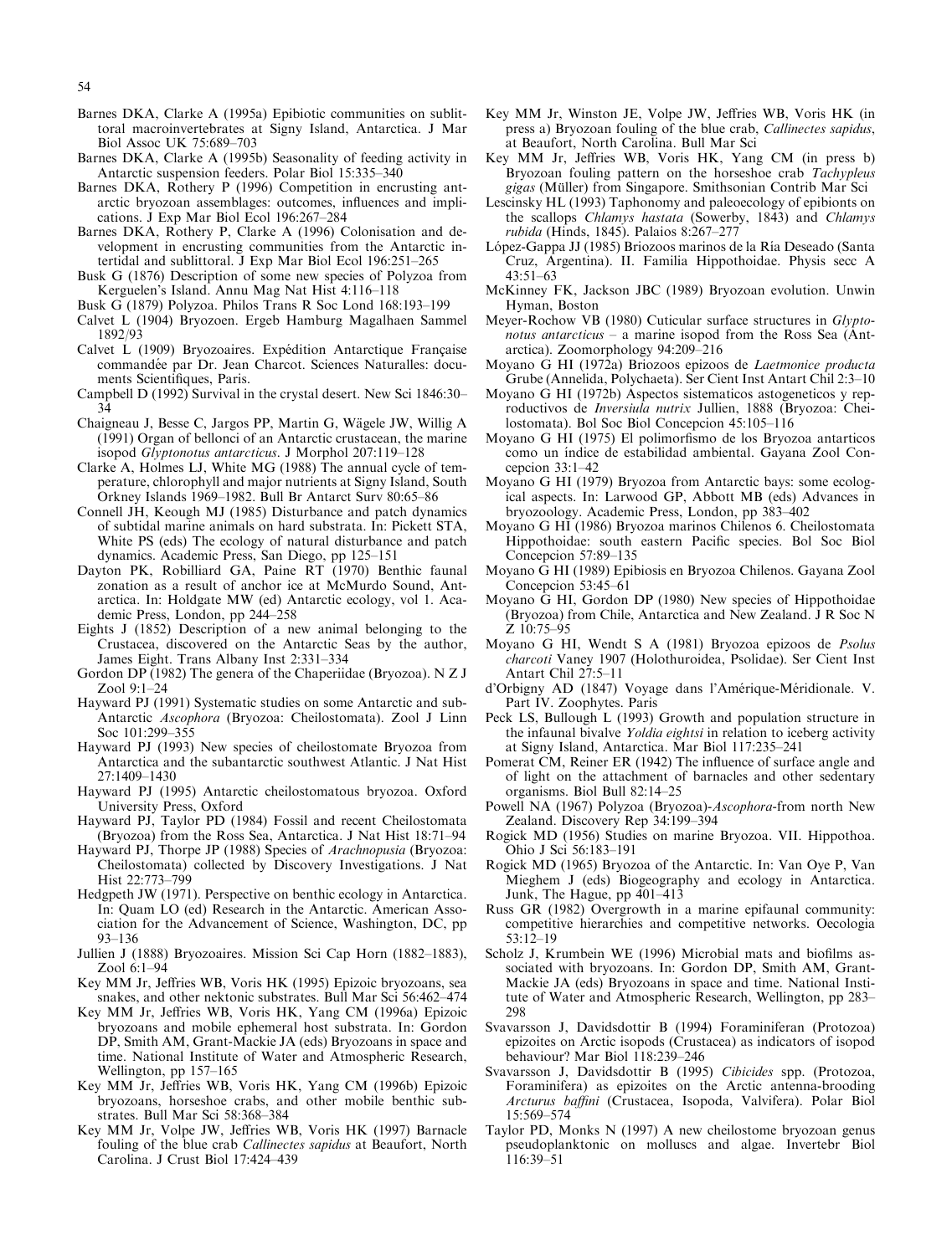Barnes DKA, Clarke A (1995a) Epibiotic communities on sublittoral macroinvertebrates at Signy Island, Antarctica. J Mar Biol Assoc UK 75:689–703

Barnes DKA, Clarke A (1995b) Seasonality of feeding activity in Antarctic suspension feeders. Polar Biol 15:335–340

Barnes DKA, Rothery P (1996) Competition in encrusting antarctic bryozoan assemblages: outcomes, influences and implications. J Exp Mar Biol Ecol 196:267–284

Barnes DKA, Rothery P, Clarke A (1996) Colonisation and development in encrusting communities from the Antarctic intertidal and sublittoral. J Exp Mar Biol Ecol 196:251–265

Busk G (1876) Description of some new species of Polyzoa from Kerguelen's Island. Annu Mag Nat Hist 4:116–118

Busk G (1879) Polyzoa. Philos Trans R Soc Lond 168:193–199

Calvet L (1904) Bryozoen. Ergeb Hamburg Magalhaen Sammel 1892/93

Calvet L (1909) Bryozoaires. Expédition Antarctique Française commandée par Dr. Jean Charcot. Sciences Naturalles: documents Scientifiques, Paris.

Campbell D (1992) Survival in the crystal desert. New Sci 1846:30–34

Chaigneau J, Besse C, Jargos PP, Martin G, Wägele JW, Willig A (1991) Organ of belonci of an Antarctic crustacean, the marine isopod *Glyptonotus antarcticus*. J Morphol 207:119–128

Clarke A, Holmes LJ, White MG (1988) The annual cycle of temperature, chlorophyll and major nutrients at Signy Island, South Orkney Islands 1969–1982. Bull Br Antarct Surv 80:65–86

Connell JH, Keough MJ (1985) Disturbance and patch dynamics of subtidal marine animals on hard substrata. In: Pickett STA, White PS (eds) The ecology of natural disturbance and patch dynamics. Academic Press, San Diego, pp 125–151

Dayton PK, Robilliard GA, Paine RT (1970) Benthic faunal zonation as a result of anchor ice at McMurdo Sound, Antarctica. In: Holdgate MW (ed) Antarctic ecology, vol 1. Academic Press, London, pp 244–258

Eights J (1852) Description of a new animal belonging to the Crustacea, discovered on the Antarctic Seas by the author, James Eight. Trans Albany Inst 2:331–334

Gordon DP (1982) The genera of the Chaperiidae (Bryozoa). N Z J Zool 9:1–24

Hayward PJ (1991) Systematic studies on some Antarctic and sub-Antarctic *Ascophora* (Bryozoa: Cheilostomata). Zool J Linn Soc 101:299–355

Hayward PJ (1993) New species of cheilostomate Bryozoa from Antarctica and the subantarctic southwest Atlantic. J Nat Hist 27:1409–1430

Hayward PJ (1995) Antarctic cheilostomatous bryozoa. Oxford University Press, Oxford

Hayward PJ, Taylor PD (1984) Fossil and recent Cheilostomata (Bryozoa) from the Ross Sea, Antarctica. J Nat Hist 18:71–94

Hayward PJ, Thorpe JP (1988) Species of *Arachnopusia* (Bryozoa: Cheilostomata) collected by Discovery Investigations. J Nat Hist 22:773–799

Hedgpeth JW (1971). Perspective on benthic ecology in Antarctica. In: Quam LO (ed) Research in the Antarctic. American Association for the Advancement of Science, Washington, DC, pp 93–136

Jullien J (1888) Bryozoaires. Mission Sci Cap Horn (1882–1883), Zool 6:1–94

Key MM Jr, Jeffries WB, Voris HK (1995) Epizoic bryozoans, sea snakes, and other nektonic substrates. Bull Mar Sci 56:462–474

Key MM Jr, Jeffries WB, Voris HK, Yang CM (1996a) Epizoic bryozoans and mobile ephemeral host substrata. In: Gordon DP, Smith AM, Grant-Mackie JA (eds) Bryozoans in space and time. National Institute of Water and Atmospheric Research, Wellington, pp 157–165

Key MM Jr, Jeffries WB, Voris HK, Yang CM (1996b) Epizoic bryozoans, horseshoe crabs, and other mobile benthic substrates. Bull Mar Sci 58:368–384

Key MM Jr, Volpe JW, Jeffries WB, Voris HK (1997) Barnacle fouling of the blue crab *Callinectes sapidus* at Beaufort, North Carolina. J Crust Biol 17:424–439

Key MM Jr, Winston JE, Volpe JW, Jeffries WB, Voris HK (in press a) Bryozoan fouling of the blue crab, *Callinectes sapidus*, at Beaufort, North Carolina. Bull Mar Sci

Key MM Jr, Jeffries WB, Voris HK, Yang CM (in press b) Bryozoan fouling pattern on the horseshoe crab *Tachypleus gigas* (Müller) from Singapore. Smithsonian Contrib Mar Sci

Lescinsky HL (1993) Taphonomy and paleoecology of epibionts on the scallops *Chlamys hastata* (Sowerby, 1843) and *Chlamys rubida* (Hinds, 1845). Palaios 8:267–277

López-Gappa JJ (1985) Briozoos marinos de la Ría Deseado (Santa Cruz, Argentina). II. Familia Hippothoidae. Physis secc A 43:51–63

McKinney FK, Jackson JBC (1989) Bryozoan evolution. Unwin Hyman, Boston

Meyer-Rochow VB (1980) Cuticular surface structures in *Glyptonotus antarcticus* – a marine isopod from the Ross Sea (Antarctica). Zoomorphology 94:209–216

Moyano G HI (1972a) Briozoos epizoos de *Laetmonice producta* Grube (Annelida, Polychaeta). Ser Cient Inst Antart Chil 2:3–10

Moyano G HI (1972b) Aspectos sistematicos astogeneticos y reproductivos de *Inversiula nutrix* Jullien, 1888 (Bryozoa: Cheilostomata). Bol Soc Biol Concepcion 45:105–116

Moyano G HI (1975) El polimorfismo de los Bryozoa antarticos como un índice de estabilidad ambiental. Gayana Zool Concepcion 33:1–42

Moyano G HI (1979) Bryozoa from Antarctic bays: some ecological aspects. In: Larwood GP, Abbott MB (eds) Advances in bryozoology. Academic Press, London, pp 383–402

Moyano G HI (1986) Bryozoa marinos Chilenos 6. Cheilostomata Hippothoidae: south eastern Pacific species. Bol Soc Biol Concepcion 57:89–135

Moyano G HI (1989) Epibiosis en Bryozoa Chilenos. Gayana Zool Concepcion 53:45–61

Moyano G HI, Gordon DP (1980) New species of Hippothoidae (Bryozoa) from Chile, Antarctica and New Zealand. J R Soc N Z 10:75–95

Moyano G HI, Wendt S A (1981) Bryozoa epizoos de *Psolus charcoti* Vaney 1907 (Holothuroidea, Psolidae). Ser Cient Inst Antart Chil 27:5–11

d'Orbigny AD (1847) Voyage dans l'Amérique-Méridionale. V. Part IV. Zoophytes. Paris

Peck LS, Bullough L (1993) Growth and population structure in the infaunal bivalve *Yoldia eightsi* in relation to iceberg activity at Signy Island, Antarctica. Mar Biol 117:235–241

Pomerat CM, Reiner ER (1942) The influence of surface angle and of light on the attachment of barnacles and other sedentary organisms. Biol Bull 82:14–25

Powell NA (1967) Polyzoa (Bryozoa)-*Ascophora*-from north New Zealand. Discovery Rep 34:199–394

Rogick MD (1956) Studies on marine Bryozoa. VII. Hippothoa. Ohio J Sci 56:183–191

Rogick MD (1965) Bryozoa of the Antarctic. In: Van Oye P, Van Mieghem J (eds) Biogeography and ecology in Antarctica. Junk, The Hague, pp 401–413

Russ GR (1982) Overgrowth in a marine epifaunal community: competitive hierarchies and competitive networks. Oecologia 53:12–19

Scholz J, Krumbein WE (1996) Microbial mats and biofilms associated with bryozoans. In: Gordon DP, Smith AM, Grant-Mackie JA (eds) Bryozoans in space and time. National Institute of Water and Atmospheric Research, Wellington, pp 283–298

Svavarsson J, Davidsdottir B (1994) Foraminiferan (Protozoa) epizoites on Arctic isopods (Crustacea) as indicators of isopod behaviour? Mar Biol 118:239–246

Svavarsson J, Davidsdottir B (1995) *Cibicides* spp. (Protozoa, Foraminifera) as epizoites on the Arctic antenna-brooding *Arcturus baffini* (Crustacea, Isopoda, Valvifera). Polar Biol 15:569–574

Taylor PD, Monks N (1997) A new cheilostome bryozoan genus pseudoplanktonic on molluscs and algae. Invertebr Biol 116:39–51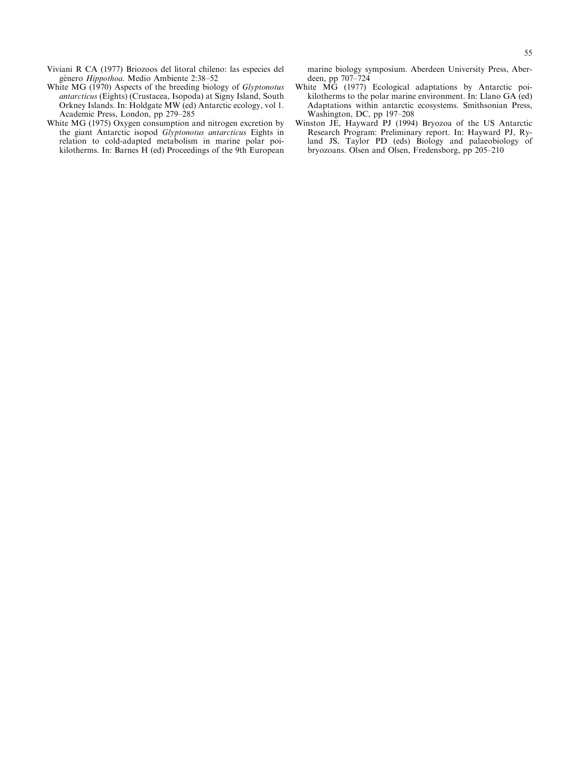Viviani R CA (1977) Briozoos del litoral chileno: las especies del género *Hippothoa*. Medio Ambiente 2:38–52

White MG (1970) Aspects of the breeding biology of *Glyptonotus antarcticus* (Eights) (Crustacea, Isopoda) at Signy Island, South Orkney Islands. In: Holdgate MW (ed) Antarctic ecology, vol 1. Academic Press, London, pp 279–285

White MG (1975) Oxygen consumption and nitrogen excretion by the giant Antarctic isopod *Glyptonotus antarcticus* Eights in relation to cold-adapted metabolism in marine polar poikilotherms. In: Barnes H (ed) Proceedings of the 9th European marine biology symposium. Aberdeen University Press, Aberdeen, pp 707–724

White MG (1977) Ecological adaptations by Antarctic poikilotherms to the polar marine environment. In: Llano GA (ed) Adaptations within antarctic ecosystems. Smithsonian Press, Washington, DC, pp 197–208

Winston JE, Hayward PJ (1994) Bryozoa of the US Antarctic Research Program: Preliminary report. In: Hayward PJ, Ryland JS, Taylor PD (eds) Biology and palaeobiology of bryozoans. Olsen and Olsen, Fredensborg, pp 205–210